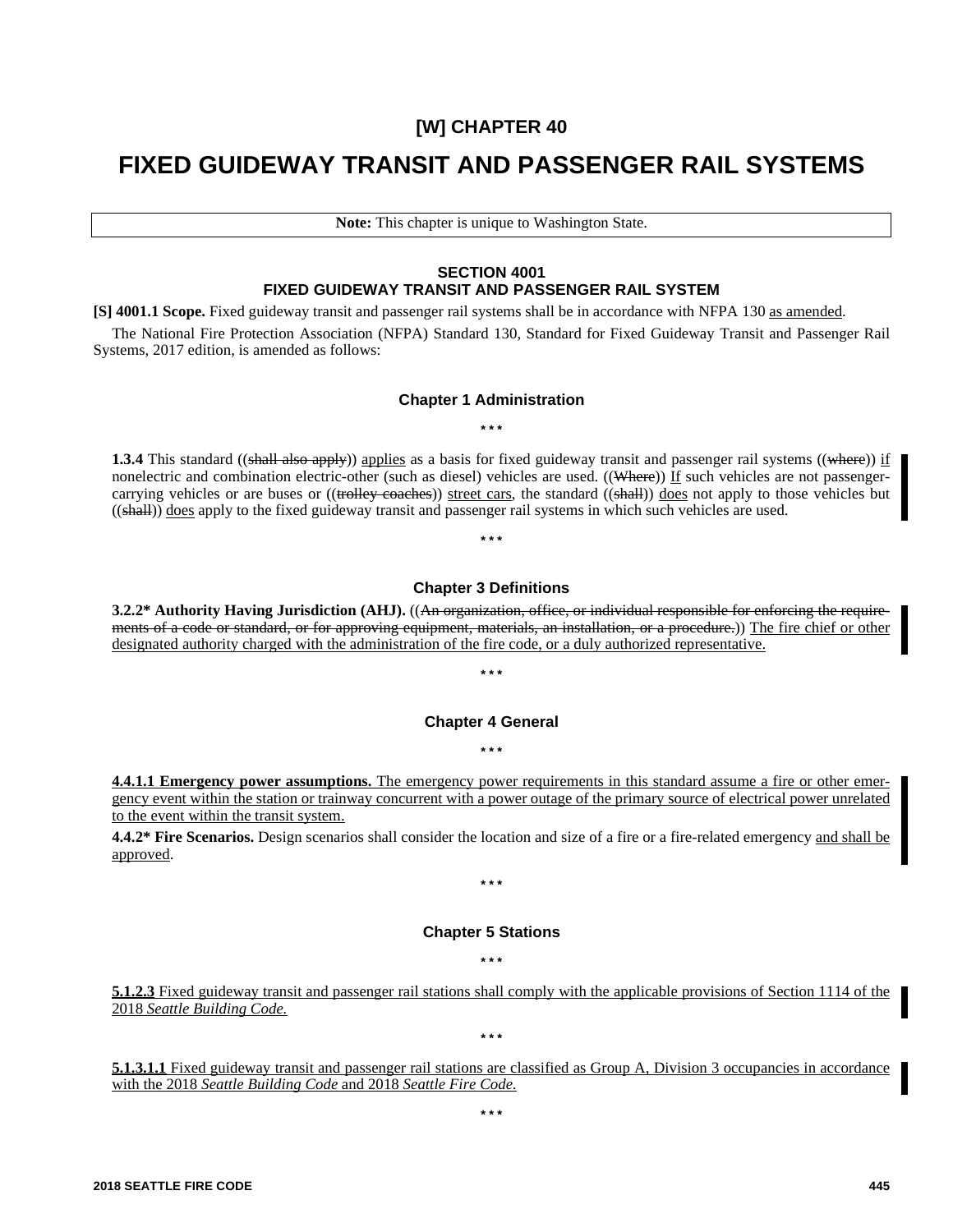# [W] CHAPTER 40

# FIXED GUIDEWAY TRANSIT AND PASSENGER RAIL SYSTEMS

**Note:** This chapter is unique to Washington State.

## SECTION 4001
## FIXED GUIDEWAY TRANSIT AND PASSENGER RAIL SYSTEM

**[S] 4001.1 Scope.** Fixed guideway transit and passenger rail systems shall be in accordance with NFPA 130 as amended.

The National Fire Protection Association (NFPA) Standard 130, Standard for Fixed Guideway Transit and Passenger Rail Systems, 2017 edition, is amended as follows:

### Chapter 1 Administration

\* \* \*

**1.3.4** This standard ((~~shall also apply~~)) applies as a basis for fixed guideway transit and passenger rail systems ((~~where~~)) if nonelectric and combination electric-other (such as diesel) vehicles are used. ((~~Where~~)) If such vehicles are not passenger-carrying vehicles or are buses or ((~~trolley coaches~~)) street cars, the standard ((~~shall~~)) does not apply to those vehicles but ((~~shall~~)) does apply to the fixed guideway transit and passenger rail systems in which such vehicles are used.

\* \* \*

### Chapter 3 Definitions

**3.2.2\* Authority Having Jurisdiction (AHJ).** ((~~An organization, office, or individual responsible for enforcing the requirements of a code or standard, or for approving equipment, materials, an installation, or a procedure.~~)) The fire chief or other designated authority charged with the administration of the fire code, or a duly authorized representative.

\* \* \*

### Chapter 4 General

\* \* \*

**4.4.1.1 Emergency power assumptions.** The emergency power requirements in this standard assume a fire or other emergency event within the station or trainway concurrent with a power outage of the primary source of electrical power unrelated to the event within the transit system.

**4.4.2\* Fire Scenarios.** Design scenarios shall consider the location and size of a fire or a fire-related emergency and shall be approved.

\* \* \*

### Chapter 5 Stations

\* \* \*

**5.1.2.3** Fixed guideway transit and passenger rail stations shall comply with the applicable provisions of Section 1114 of the 2018 *Seattle Building Code.*

\* \* \*

**5.1.3.1.1** Fixed guideway transit and passenger rail stations are classified as Group A, Division 3 occupancies in accordance with the 2018 *Seattle Building Code* and 2018 *Seattle Fire Code.*

\* \* \*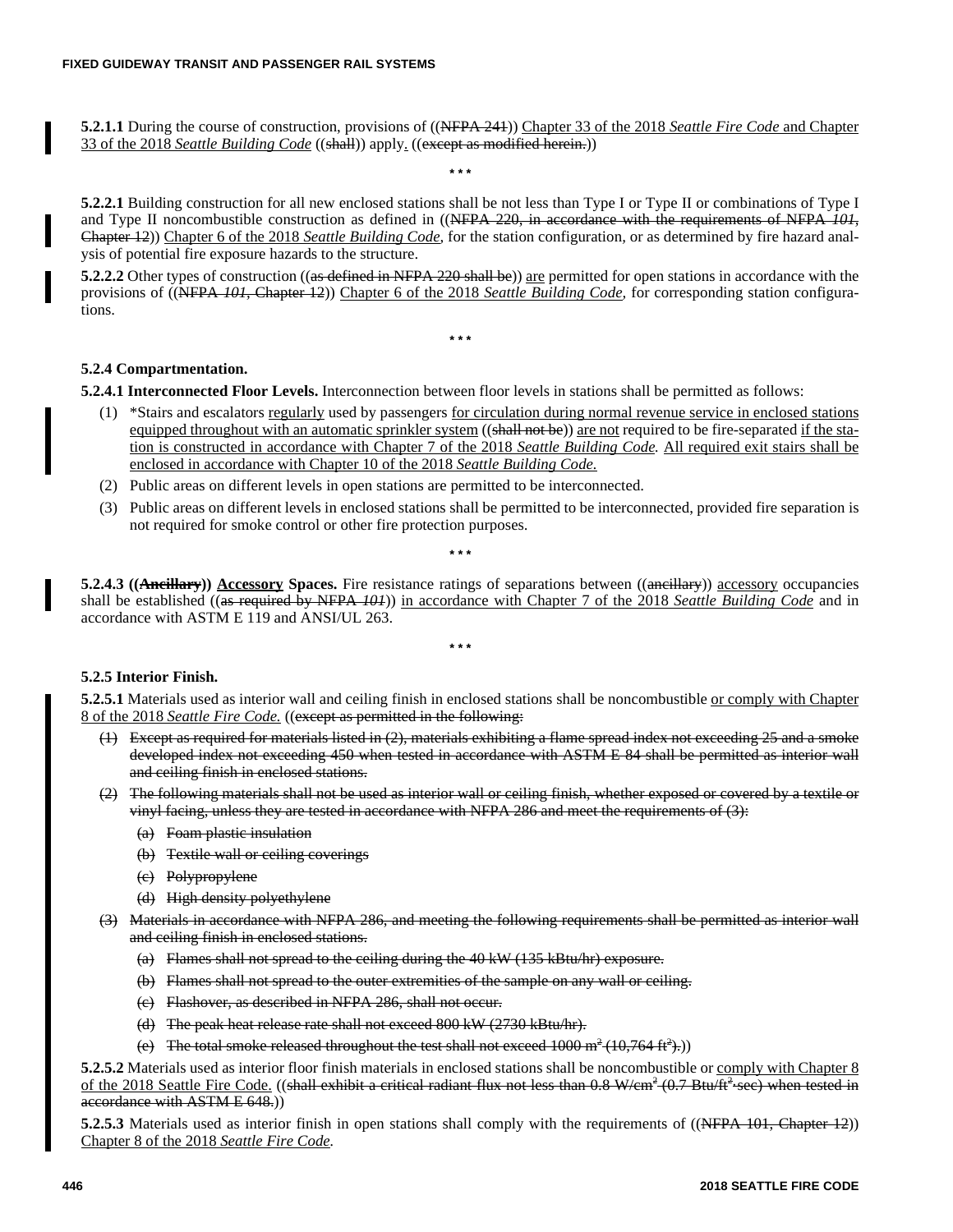**5.2.1.1** During the course of construction, provisions of ((NFPA 241)) Chapter 33 of the 2018 *Seattle Fire Code* and Chapter 33 of the 2018 *Seattle Building Code* ((shall)) apply. ((except as modified herein.))

\* \* \*

**5.2.2.1** Building construction for all new enclosed stations shall be not less than Type I or Type II or combinations of Type I and Type II noncombustible construction as defined in ((NFPA 220, in accordance with the requirements of NFPA *101*, Chapter 12)) Chapter 6 of the 2018 *Seattle Building Code*, for the station configuration, or as determined by fire hazard analysis of potential fire exposure hazards to the structure.

**5.2.2.2** Other types of construction ((as defined in NFPA 220 shall be)) are permitted for open stations in accordance with the provisions of ((NFPA *101*, Chapter 12)) Chapter 6 of the 2018 *Seattle Building Code*, for corresponding station configurations.

\* \* \*

**5.2.4 Compartmentation.**

**5.2.4.1 Interconnected Floor Levels.** Interconnection between floor levels in stations shall be permitted as follows:

(1) \*Stairs and escalators regularly used by passengers for circulation during normal revenue service in enclosed stations equipped throughout with an automatic sprinkler system ((shall not be)) are not required to be fire-separated if the station is constructed in accordance with Chapter 7 of the 2018 *Seattle Building Code.* All required exit stairs shall be enclosed in accordance with Chapter 10 of the 2018 *Seattle Building Code.*

(2) Public areas on different levels in open stations are permitted to be interconnected.

(3) Public areas on different levels in enclosed stations shall be permitted to be interconnected, provided fire separation is not required for smoke control or other fire protection purposes.

\* \* \*

**5.2.4.3 ((Ancillary)) Accessory Spaces.** Fire resistance ratings of separations between ((ancillary)) accessory occupancies shall be established ((as required by NFPA *101*)) in accordance with Chapter 7 of the 2018 *Seattle Building Code* and in accordance with ASTM E 119 and ANSI/UL 263.

\* \* \*

**5.2.5 Interior Finish.**

**5.2.5.1** Materials used as interior wall and ceiling finish in enclosed stations shall be noncombustible or comply with Chapter 8 of the 2018 *Seattle Fire Code.* ((except as permitted in the following:

(1) Except as required for materials listed in (2), materials exhibiting a flame spread index not exceeding 25 and a smoke developed index not exceeding 450 when tested in accordance with ASTM E 84 shall be permitted as interior wall and ceiling finish in enclosed stations.

(2) The following materials shall not be used as interior wall or ceiling finish, whether exposed or covered by a textile or vinyl facing, unless they are tested in accordance with NFPA 286 and meet the requirements of (3):

  (a) Foam plastic insulation

  (b) Textile wall or ceiling coverings

  (c) Polypropylene

  (d) High density polyethylene

(3) Materials in accordance with NFPA 286, and meeting the following requirements shall be permitted as interior wall and ceiling finish in enclosed stations.

  (a) Flames shall not spread to the ceiling during the 40 kW (135 kBtu/hr) exposure.

  (b) Flames shall not spread to the outer extremities of the sample on any wall or ceiling.

  (c) Flashover, as described in NFPA 286, shall not occur.

  (d) The peak heat release rate shall not exceed 800 kW (2730 kBtu/hr).

  (e) The total smoke released throughout the test shall not exceed 1000 $m^2$ (10,764 $ft^2$).))

**5.2.5.2** Materials used as interior floor finish materials in enclosed stations shall be noncombustible or comply with Chapter 8 of the 2018 Seattle Fire Code. ((shall exhibit a critical radiant flux not less than 0.8 W/$cm^2$ (0.7 Btu/$ft^2$·sec) when tested in accordance with ASTM E 648.))

**5.2.5.3** Materials used as interior finish in open stations shall comply with the requirements of ((NFPA 101, Chapter 12)) Chapter 8 of the 2018 *Seattle Fire Code.*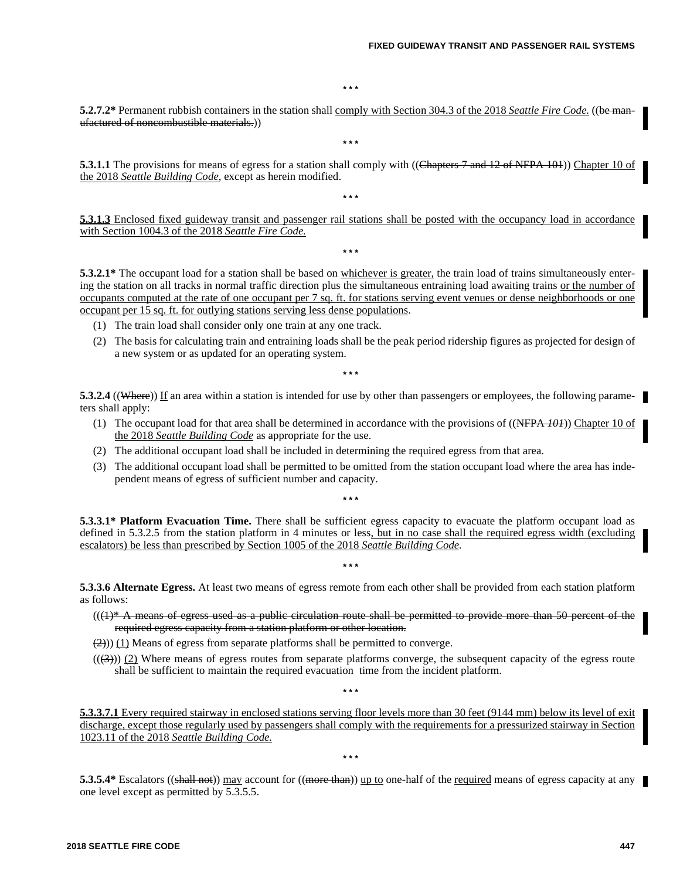\* \* \*

**5.2.7.2\*** Permanent rubbish containers in the station shall comply with Section 304.3 of the 2018 *Seattle Fire Code.* ((be manufactured of noncombustible materials.))

\* \* \*

**5.3.1.1** The provisions for means of egress for a station shall comply with ((Chapters 7 and 12 of NFPA 101)) Chapter 10 of the 2018 *Seattle Building Code*, except as herein modified.

\* \* \*

**5.3.1.3** Enclosed fixed guideway transit and passenger rail stations shall be posted with the occupancy load in accordance with Section 1004.3 of the 2018 *Seattle Fire Code.*

\* \* \*

**5.3.2.1\*** The occupant load for a station shall be based on whichever is greater, the train load of trains simultaneously entering the station on all tracks in normal traffic direction plus the simultaneous entraining load awaiting trains or the number of occupants computed at the rate of one occupant per 7 sq. ft. for stations serving event venues or dense neighborhoods or one occupant per 15 sq. ft. for outlying stations serving less dense populations.

(1) The train load shall consider only one train at any one track.

(2) The basis for calculating train and entraining loads shall be the peak period ridership figures as projected for design of a new system or as updated for an operating system.

\* \* \*

**5.3.2.4** ((Where)) If an area within a station is intended for use by other than passengers or employees, the following parameters shall apply:

(1) The occupant load for that area shall be determined in accordance with the provisions of ((NFPA *101*)) Chapter 10 of the 2018 *Seattle Building Code* as appropriate for the use.

(2) The additional occupant load shall be included in determining the required egress from that area.

(3) The additional occupant load shall be permitted to be omitted from the station occupant load where the area has independent means of egress of sufficient number and capacity.

\* \* \*

**5.3.3.1\* Platform Evacuation Time.** There shall be sufficient egress capacity to evacuate the platform occupant load as defined in 5.3.2.5 from the station platform in 4 minutes or less, but in no case shall the required egress width (excluding escalators) be less than prescribed by Section 1005 of the 2018 *Seattle Building Code.*

\* \* \*

**5.3.3.6 Alternate Egress.** At least two means of egress remote from each other shall be provided from each station platform as follows:

(((1)\* A means of egress used as a public circulation route shall be permitted to provide more than 50 percent of the required egress capacity from a station platform or other location.

(2))) (1) Means of egress from separate platforms shall be permitted to converge.

(((3))) (2) Where means of egress routes from separate platforms converge, the subsequent capacity of the egress route shall be sufficient to maintain the required evacuation time from the incident platform.

\* \* \*

**5.3.3.7.1** Every required stairway in enclosed stations serving floor levels more than 30 feet (9144 mm) below its level of exit discharge, except those regularly used by passengers shall comply with the requirements for a pressurized stairway in Section 1023.11 of the 2018 *Seattle Building Code.*

\* \* \*

**5.3.5.4\*** Escalators ((shall not)) may account for ((more than)) up to one-half of the required means of egress capacity at any one level except as permitted by 5.3.5.5.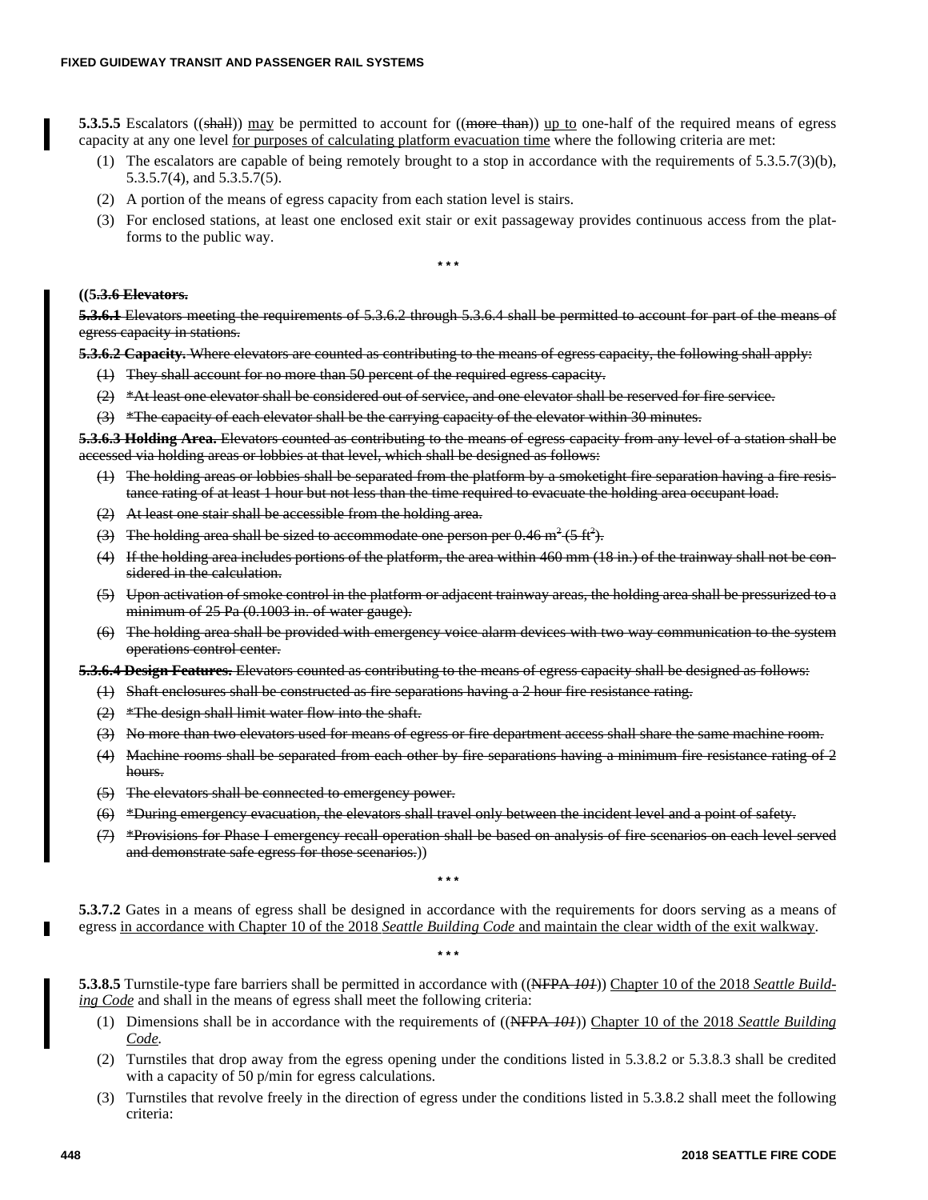**5.3.5.5** Escalators ((~~shall~~)) <u>may</u> be permitted to account for ((~~more than~~)) <u>up to</u> one-half of the required means of egress capacity at any one level <u>for purposes of calculating platform evacuation time</u> where the following criteria are met:

(1) The escalators are capable of being remotely brought to a stop in accordance with the requirements of 5.3.5.7(3)(b), 5.3.5.7(4), and 5.3.5.7(5).

(2) A portion of the means of egress capacity from each station level is stairs.

(3) For enclosed stations, at least one enclosed exit stair or exit passageway provides continuous access from the platforms to the public way.

\* \* \*

**((~~5.3.6 Elevators.~~**

~~**5.3.6.1** Elevators meeting the requirements of 5.3.6.2 through 5.3.6.4 shall be permitted to account for part of the means of egress capacity in stations.~~

~~**5.3.6.2 Capacity.** Where elevators are counted as contributing to the means of egress capacity, the following shall apply:~~

~~(1) They shall account for no more than 50 percent of the required egress capacity.~~

~~(2) *At least one elevator shall be considered out of service, and one elevator shall be reserved for fire service.~~

~~(3) *The capacity of each elevator shall be the carrying capacity of the elevator within 30 minutes.~~

~~**5.3.6.3 Holding Area.** Elevators counted as contributing to the means of egress capacity from any level of a station shall be accessed via holding areas or lobbies at that level, which shall be designed as follows:~~

~~(1) The holding areas or lobbies shall be separated from the platform by a smoketight fire separation having a fire resistance rating of at least 1 hour but not less than the time required to evacuate the holding area occupant load.~~

~~(2) At least one stair shall be accessible from the holding area.~~

~~(3) The holding area shall be sized to accommodate one person per 0.46 $m^2$ (5 $ft^2$).~~

~~(4) If the holding area includes portions of the platform, the area within 460 mm (18 in.) of the trainway shall not be considered in the calculation.~~

~~(5) Upon activation of smoke control in the platform or adjacent trainway areas, the holding area shall be pressurized to a minimum of 25 Pa (0.1003 in. of water gauge).~~

~~(6) The holding area shall be provided with emergency voice alarm devices with two way communication to the system operations control center.~~

~~**5.3.6.4 Design Features.** Elevators counted as contributing to the means of egress capacity shall be designed as follows:~~

~~(1) Shaft enclosures shall be constructed as fire separations having a 2 hour fire resistance rating.~~

~~(2) *The design shall limit water flow into the shaft.~~

~~(3) No more than two elevators used for means of egress or fire department access shall share the same machine room.~~

~~(4) Machine rooms shall be separated from each other by fire separations having a minimum fire resistance rating of 2 hours.~~

~~(5) The elevators shall be connected to emergency power.~~

~~(6) *During emergency evacuation, the elevators shall travel only between the incident level and a point of safety.~~

~~(7) *Provisions for Phase I emergency recall operation shall be based on analysis of fire scenarios on each level served and demonstrate safe egress for those scenarios.~~))

\* \* \*

**5.3.7.2** Gates in a means of egress shall be designed in accordance with the requirements for doors serving as a means of egress <u>in accordance with Chapter 10 of the 2018 *Seattle Building Code* and maintain the clear width of the exit walkway</u>.

\* \* \*

**5.3.8.5** Turnstile-type fare barriers shall be permitted in accordance with ((~~NFPA *101*~~)) <u>Chapter 10 of the 2018 *Seattle Building Code*</u> and shall in the means of egress shall meet the following criteria:

(1) Dimensions shall be in accordance with the requirements of ((~~NFPA *101*~~)) <u>Chapter 10 of the 2018 *Seattle Building Code*</u>.

(2) Turnstiles that drop away from the egress opening under the conditions listed in 5.3.8.2 or 5.3.8.3 shall be credited with a capacity of 50 p/min for egress calculations.

(3) Turnstiles that revolve freely in the direction of egress under the conditions listed in 5.3.8.2 shall meet the following criteria: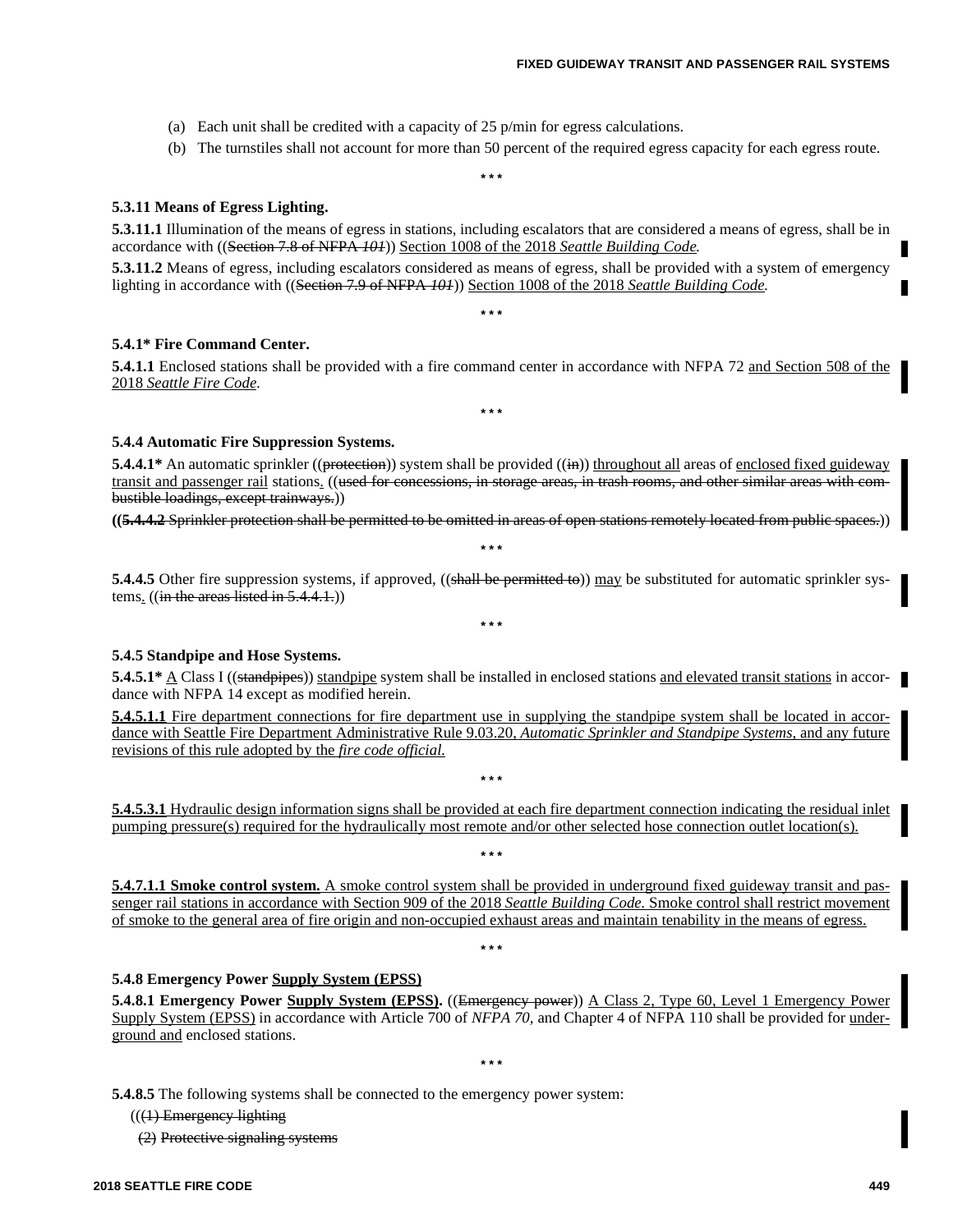(a) Each unit shall be credited with a capacity of 25 p/min for egress calculations.

(b) The turnstiles shall not account for more than 50 percent of the required egress capacity for each egress route.

\* \* \*

**5.3.11 Means of Egress Lighting.**

**5.3.11.1** Illumination of the means of egress in stations, including escalators that are considered a means of egress, shall be in accordance with ((~~Section 7.8 of NFPA *101*~~)) <u>Section 1008 of the 2018 *Seattle Building Code*.</u>

**5.3.11.2** Means of egress, including escalators considered as means of egress, shall be provided with a system of emergency lighting in accordance with ((~~Section 7.9 of NFPA *101*~~)) <u>Section 1008 of the 2018 *Seattle Building Code*.</u>

\* \* \*

**5.4.1\* Fire Command Center.**

**5.4.1.1** Enclosed stations shall be provided with a fire command center in accordance with NFPA 72 <u>and Section 508 of the 2018 *Seattle Fire Code*.</u>

\* \* \*

**5.4.4 Automatic Fire Suppression Systems.**

**5.4.4.1\*** An automatic sprinkler ((~~protection~~)) system shall be provided ((~~in~~)) <u>throughout all</u> areas of <u>enclosed fixed guideway transit and passenger rail</u> stations<u>.</u> ((~~used for concessions, in storage areas, in trash rooms, and other similar areas with combustible loadings, except trainways.~~))

**((~~5.4.4.2~~** ~~Sprinkler protection shall be permitted to be omitted in areas of open stations remotely located from public spaces.~~))

\* \* \*

**5.4.4.5** Other fire suppression systems, if approved, ((~~shall be permitted to~~)) <u>may</u> be substituted for automatic sprinkler systems<u>.</u> ((~~in the areas listed in 5.4.4.1.~~))

\* \* \*

**5.4.5 Standpipe and Hose Systems.**

**5.4.5.1\*** <u>A</u> Class I ((~~standpipes~~)) <u>standpipe</u> system shall be installed in enclosed stations <u>and elevated transit stations</u> in accordance with NFPA 14 except as modified herein.

<u>**5.4.5.1.1** Fire department connections for fire department use in supplying the standpipe system shall be located in accordance with Seattle Fire Department Administrative Rule 9.03.20, *Automatic Sprinkler and Standpipe Systems*, and any future revisions of this rule adopted by the *fire code official.*</u>

\* \* \*

<u>**5.4.5.3.1** Hydraulic design information signs shall be provided at each fire department connection indicating the residual inlet pumping pressure(s) required for the hydraulically most remote and/or other selected hose connection outlet location(s).</u>

\* \* \*

<u>**5.4.7.1.1 Smoke control system.** A smoke control system shall be provided in underground fixed guideway transit and passenger rail stations in accordance with Section 909 of the 2018 *Seattle Building Code*. Smoke control shall restrict movement of smoke to the general area of fire origin and non-occupied exhaust areas and maintain tenability in the means of egress.</u>

\* \* \*

**5.4.8 Emergency Power <u>Supply System (EPSS)</u>**

**5.4.8.1 Emergency Power <u>Supply System (EPSS)</u>.** ((~~Emergency power~~)) <u>A Class 2, Type 60, Level 1 Emergency Power Supply System (EPSS)</u> in accordance with Article 700 of *NFPA 70,* and Chapter 4 of NFPA 110 shall be provided for <u>underground and</u> enclosed stations.

\* \* \*

**5.4.8.5** The following systems shall be connected to the emergency power system:

((~~(1) Emergency lighting~~

~~(2) Protective signaling systems~~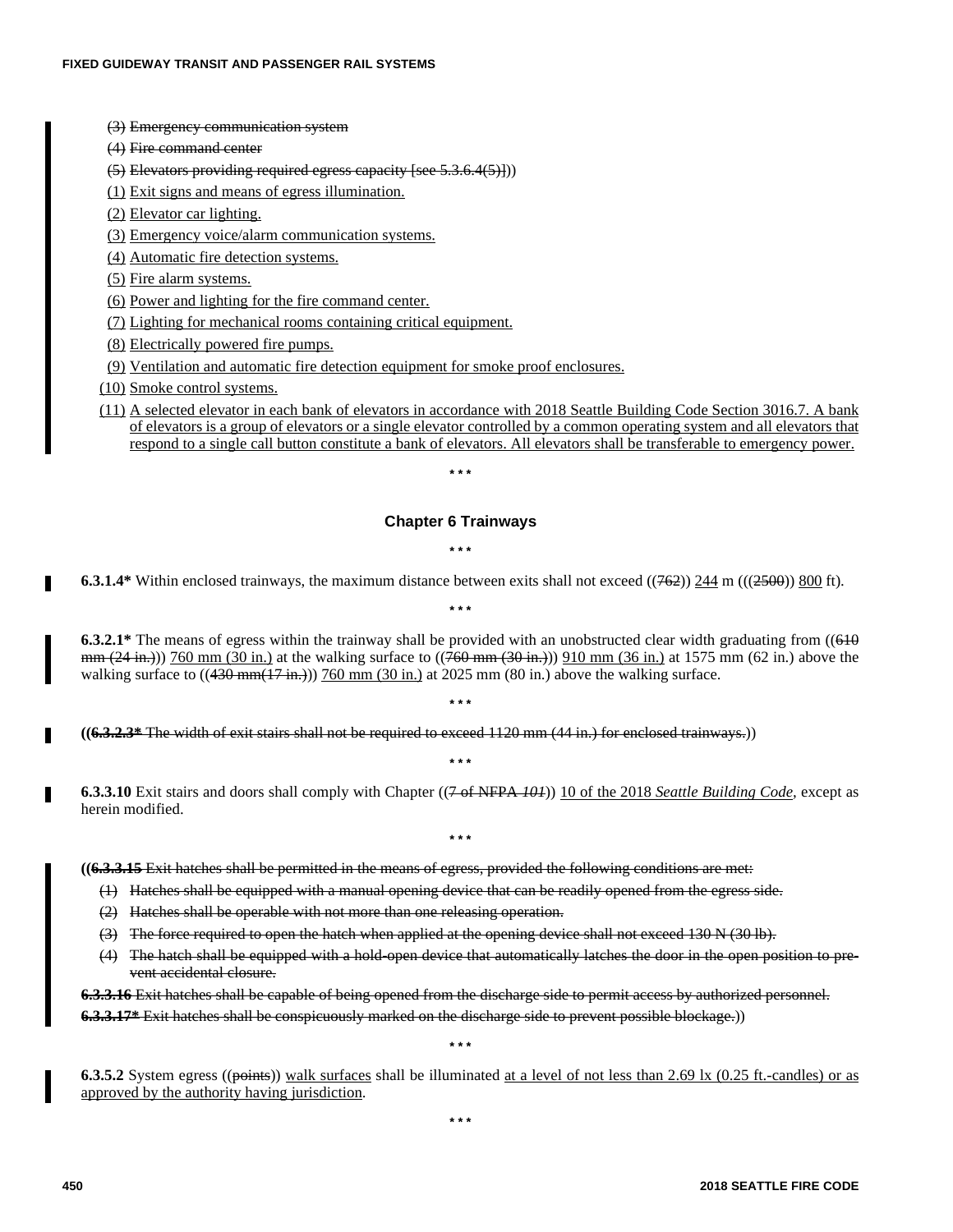(3) ~~Emergency communication system~~

(4) ~~Fire command center~~

(5) ~~Elevators providing required egress capacity [see 5.3.6.4(5)]~~))

(1) Exit signs and means of egress illumination.

(2) Elevator car lighting.

(3) Emergency voice/alarm communication systems.

(4) Automatic fire detection systems.

(5) Fire alarm systems.

(6) Power and lighting for the fire command center.

(7) Lighting for mechanical rooms containing critical equipment.

(8) Electrically powered fire pumps.

(9) Ventilation and automatic fire detection equipment for smoke proof enclosures.

(10) Smoke control systems.

(11) A selected elevator in each bank of elevators in accordance with 2018 Seattle Building Code Section 3016.7. A bank of elevators is a group of elevators or a single elevator controlled by a common operating system and all elevators that respond to a single call button constitute a bank of elevators. All elevators shall be transferable to emergency power.

\* \* \*

## Chapter 6 Trainways

\* \* \*

**6.3.1.4\*** Within enclosed trainways, the maximum distance between exits shall not exceed ((~~762~~)) 244 m (((~~2500~~)) 800 ft).

\* \* \*

**6.3.2.1\*** The means of egress within the trainway shall be provided with an unobstructed clear width graduating from ((~~610 mm (24 in.)~~)) 760 mm (30 in.) at the walking surface to ((~~760 mm (30 in.)~~)) 910 mm (36 in.) at 1575 mm (62 in.) above the walking surface to ((~~430 mm(17 in.)~~)) 760 mm (30 in.) at 2025 mm (80 in.) above the walking surface.

\* \* \*

((~~**6.3.2.3\*** The width of exit stairs shall not be required to exceed 1120 mm (44 in.) for enclosed trainways.~~))

\* \* \*

**6.3.3.10** Exit stairs and doors shall comply with Chapter ((~~7 of NFPA *101*~~)) 10 of the 2018 *Seattle Building Code*, except as herein modified.

\* \* \*

((~~**6.3.3.15** Exit hatches shall be permitted in the means of egress, provided the following conditions are met:~~

(1) ~~Hatches shall be equipped with a manual opening device that can be readily opened from the egress side.~~

(2) ~~Hatches shall be operable with not more than one releasing operation.~~

(3) ~~The force required to open the hatch when applied at the opening device shall not exceed 130 N (30 lb).~~

(4) ~~The hatch shall be equipped with a hold-open device that automatically latches the door in the open position to prevent accidental closure.~~

~~**6.3.3.16** Exit hatches shall be capable of being opened from the discharge side to permit access by authorized personnel.~~

~~**6.3.3.17\*** Exit hatches shall be conspicuously marked on the discharge side to prevent possible blockage.~~))

\* \* \*

**6.3.5.2** System egress ((~~points~~)) walk surfaces shall be illuminated at a level of not less than 2.69 lx (0.25 ft.-candles) or as approved by the authority having jurisdiction.

\* \* \*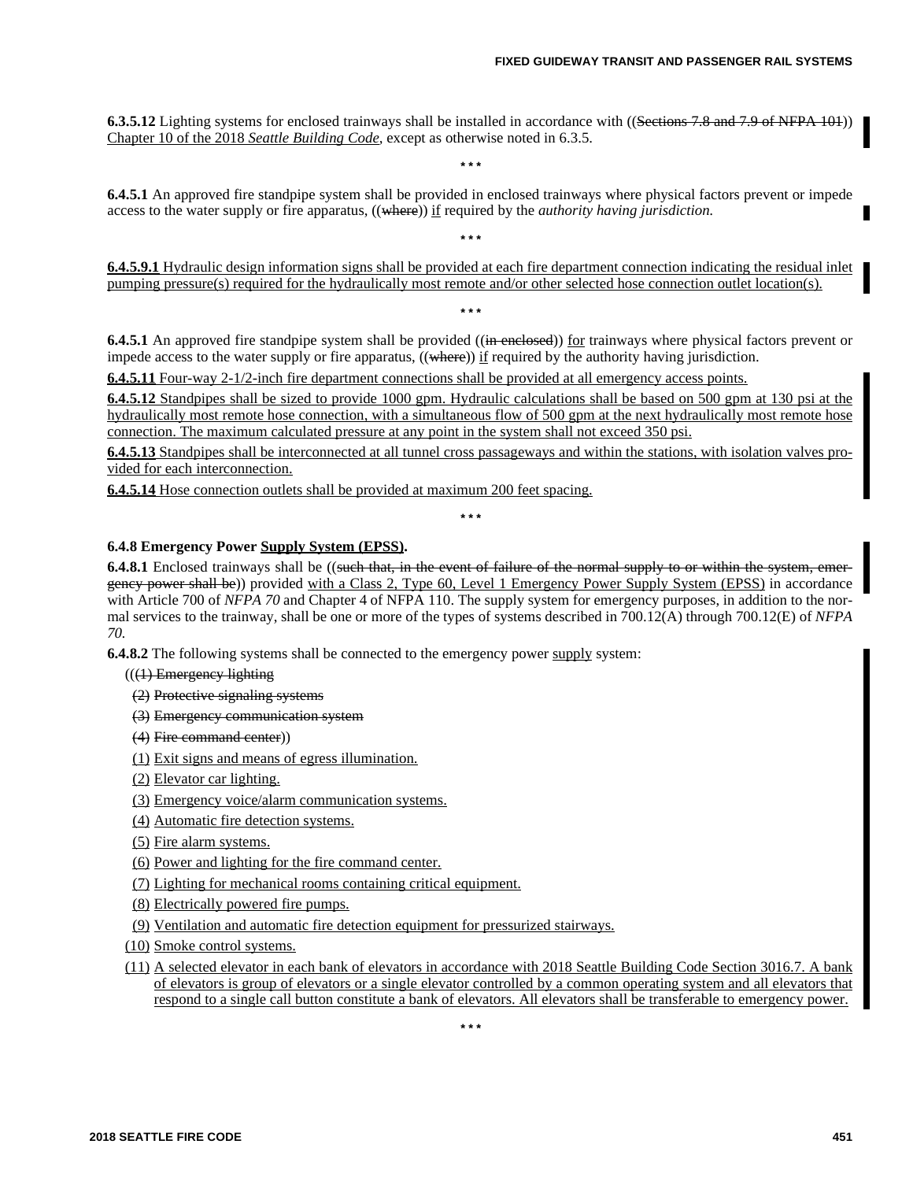**6.3.5.12** Lighting systems for enclosed trainways shall be installed in accordance with ((~~Sections 7.8 and 7.9 of NFPA 101~~)) <u>Chapter 10 of the 2018 *Seattle Building Code*</u>, except as otherwise noted in 6.3.5.

\* \* \*

**6.4.5.1** An approved fire standpipe system shall be provided in enclosed trainways where physical factors prevent or impede access to the water supply or fire apparatus, ((~~where~~)) <u>if</u> required by the *authority having jurisdiction.*

\* \* \*

<u>**6.4.5.9.1** Hydraulic design information signs shall be provided at each fire department connection indicating the residual inlet pumping pressure(s) required for the hydraulically most remote and/or other selected hose connection outlet location(s).</u>

\* \* \*

**6.4.5.1** An approved fire standpipe system shall be provided ((~~in enclosed~~)) <u>for</u> trainways where physical factors prevent or impede access to the water supply or fire apparatus, ((~~where~~)) <u>if</u> required by the authority having jurisdiction.

<u>**6.4.5.11** Four-way 2-1/2-inch fire department connections shall be provided at all emergency access points.</u>

<u>**6.4.5.12** Standpipes shall be sized to provide 1000 gpm. Hydraulic calculations shall be based on 500 gpm at 130 psi at the hydraulically most remote hose connection, with a simultaneous flow of 500 gpm at the next hydraulically most remote hose connection. The maximum calculated pressure at any point in the system shall not exceed 350 psi.</u>

<u>**6.4.5.13** Standpipes shall be interconnected at all tunnel cross passageways and within the stations, with isolation valves provided for each interconnection.</u>

<u>**6.4.5.14** Hose connection outlets shall be provided at maximum 200 feet spacing.</u>

\* \* \*

**6.4.8 Emergency Power <u>Supply System (EPSS)</u>.**

**6.4.8.1** Enclosed trainways shall be ((~~such that, in the event of failure of the normal supply to or within the system, emergency power shall be~~)) provided <u>with a Class 2, Type 60, Level 1 Emergency Power Supply System (EPSS)</u> in accordance with Article 700 of *NFPA 70* and Chapter 4 of NFPA 110. The supply system for emergency purposes, in addition to the normal services to the trainway, shall be one or more of the types of systems described in 700.12(A) through 700.12(E) of *NFPA 70.*

**6.4.8.2** The following systems shall be connected to the emergency power <u>supply</u> system:

((~~(1) Emergency lighting~~

~~(2) Protective signaling systems~~

~~(3) Emergency communication system~~

~~(4) Fire command center~~))

<u>(1) Exit signs and means of egress illumination.</u>

<u>(2) Elevator car lighting.</u>

<u>(3) Emergency voice/alarm communication systems.</u>

<u>(4) Automatic fire detection systems.</u>

<u>(5) Fire alarm systems.</u>

<u>(6) Power and lighting for the fire command center.</u>

<u>(7) Lighting for mechanical rooms containing critical equipment.</u>

<u>(8) Electrically powered fire pumps.</u>

<u>(9) Ventilation and automatic fire detection equipment for pressurized stairways.</u>

<u>(10) Smoke control systems.</u>

<u>(11) A selected elevator in each bank of elevators in accordance with 2018 Seattle Building Code Section 3016.7. A bank of elevators is group of elevators or a single elevator controlled by a common operating system and all elevators that respond to a single call button constitute a bank of elevators. All elevators shall be transferable to emergency power.</u>

\* \* \*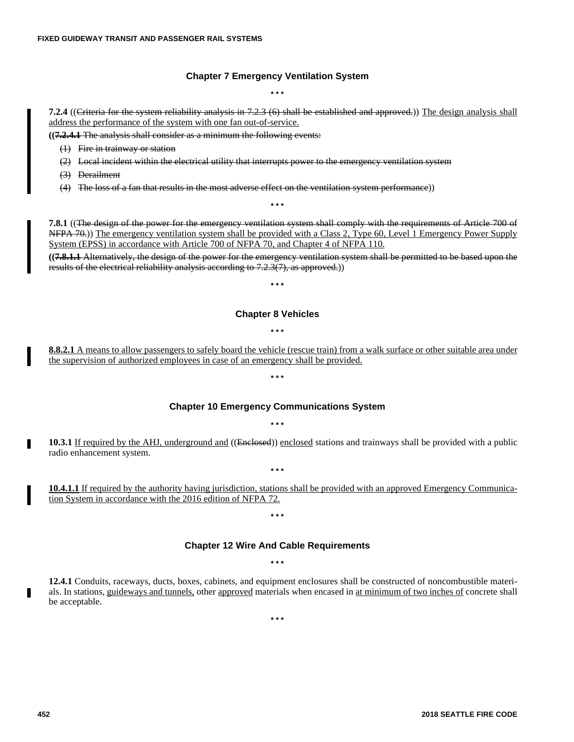### Chapter 7 Emergency Ventilation System

\* \* \*

**7.2.4** ((~~Criteria for the system reliability analysis in 7.2.3 (6) shall be established and approved.~~)) <u>The design analysis shall address the performance of the system with one fan out-of-service.</u>

**((~~7.2.4.1~~** ~~The analysis shall consider as a minimum the following events:~~

~~(1) Fire in trainway or station~~

~~(2) Local incident within the electrical utility that interrupts power to the emergency ventilation system~~

~~(3) Derailment~~

~~(4) The loss of a fan that results in the most adverse effect on the ventilation system performance~~))

\* \* \*

**7.8.1** ((~~The design of the power for the emergency ventilation system shall comply with the requirements of Article 700 of NFPA 70.~~)) <u>The emergency ventilation system shall be provided with a Class 2, Type 60, Level 1 Emergency Power Supply System (EPSS) in accordance with Article 700 of NFPA 70, and Chapter 4 of NFPA 110.</u>

**((~~7.8.1.1~~** ~~Alternatively, the design of the power for the emergency ventilation system shall be permitted to be based upon the results of the electrical reliability analysis according to 7.2.3(7), as approved.~~))

\* \* \*

### Chapter 8 Vehicles

\* \* \*

<u>**8.8.2.1** A means to allow passengers to safely board the vehicle (rescue train) from a walk surface or other suitable area under the supervision of authorized employees in case of an emergency shall be provided.</u>

\* \* \*

### Chapter 10 Emergency Communications System

\* \* \*

**10.3.1** <u>If required by the AHJ, underground and</u> ((~~Enclosed~~)) <u>enclosed</u> stations and trainways shall be provided with a public radio enhancement system.

\* \* \*

<u>**10.4.1.1** If required by the authority having jurisdiction, stations shall be provided with an approved Emergency Communication System in accordance with the 2016 edition of NFPA 72.</u>

\* \* \*

### Chapter 12 Wire And Cable Requirements

\* \* \*

**12.4.1** Conduits, raceways, ducts, boxes, cabinets, and equipment enclosures shall be constructed of noncombustible materials. In stations, <u>guideways and tunnels,</u> other <u>approved</u> materials when encased in <u>at minimum of two inches of</u> concrete shall be acceptable.

\* \* \*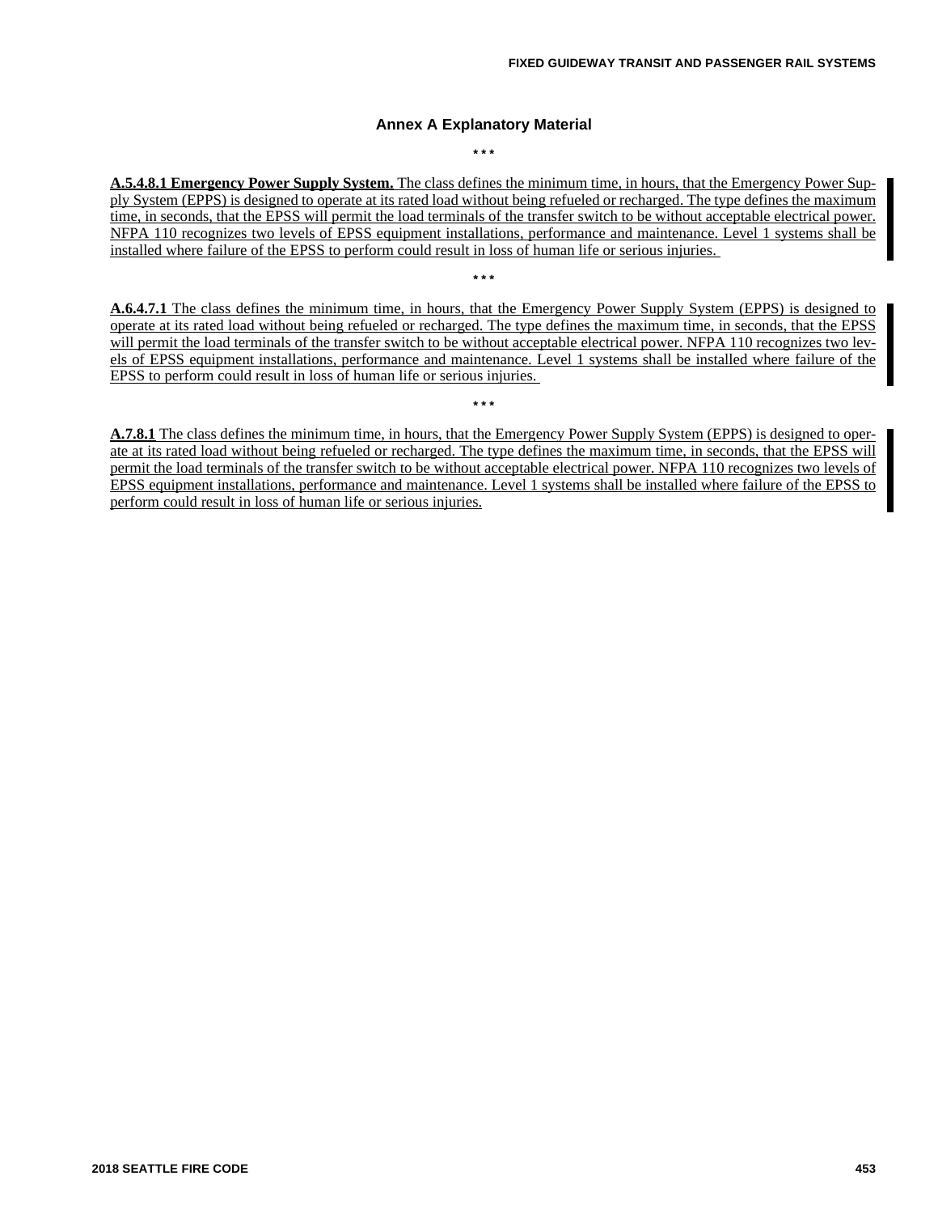## Annex A Explanatory Material

* * *

**A.5.4.8.1 Emergency Power Supply System.** The class defines the minimum time, in hours, that the Emergency Power Supply System (EPPS) is designed to operate at its rated load without being refueled or recharged. The type defines the maximum time, in seconds, that the EPSS will permit the load terminals of the transfer switch to be without acceptable electrical power. NFPA 110 recognizes two levels of EPSS equipment installations, performance and maintenance. Level 1 systems shall be installed where failure of the EPSS to perform could result in loss of human life or serious injuries.

* * *

**A.6.4.7.1** The class defines the minimum time, in hours, that the Emergency Power Supply System (EPPS) is designed to operate at its rated load without being refueled or recharged. The type defines the maximum time, in seconds, that the EPSS will permit the load terminals of the transfer switch to be without acceptable electrical power. NFPA 110 recognizes two levels of EPSS equipment installations, performance and maintenance. Level 1 systems shall be installed where failure of the EPSS to perform could result in loss of human life or serious injuries.

* * *

**A.7.8.1** The class defines the minimum time, in hours, that the Emergency Power Supply System (EPPS) is designed to operate at its rated load without being refueled or recharged. The type defines the maximum time, in seconds, that the EPSS will permit the load terminals of the transfer switch to be without acceptable electrical power. NFPA 110 recognizes two levels of EPSS equipment installations, performance and maintenance. Level 1 systems shall be installed where failure of the EPSS to perform could result in loss of human life or serious injuries.